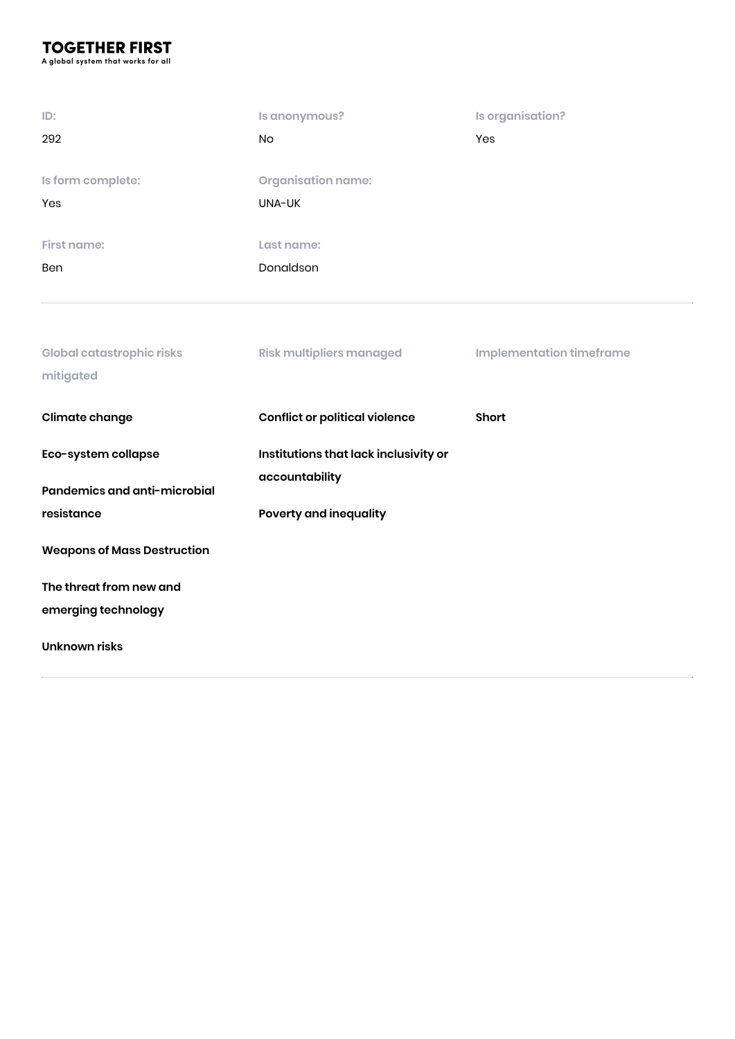**TOGETHER FIRST**
A global system that works for all

| ID: | Is anonymous? | Is organisation? |
| --- | --- | --- |
| 292 | No | Yes |

| Is form complete: | Organisation name: |
| --- | --- |
| Yes | UNA-UK |

| First name: | Last name: |
| --- | --- |
| Ben | Donaldson |

---

| Global catastrophic risks mitigated | Risk multipliers managed | Implementation timeframe |
| --- | --- | --- |
| **Climate change** | **Conflict or political violence** | **Short** |
| **Eco-system collapse** | **Institutions that lack inclusivity or accountability** | |
| **Pandemics and anti-microbial resistance** | **Poverty and inequality** | |
| **Weapons of Mass Destruction** | | |
| **The threat from new and emerging technology** | | |
| **Unknown risks** | | |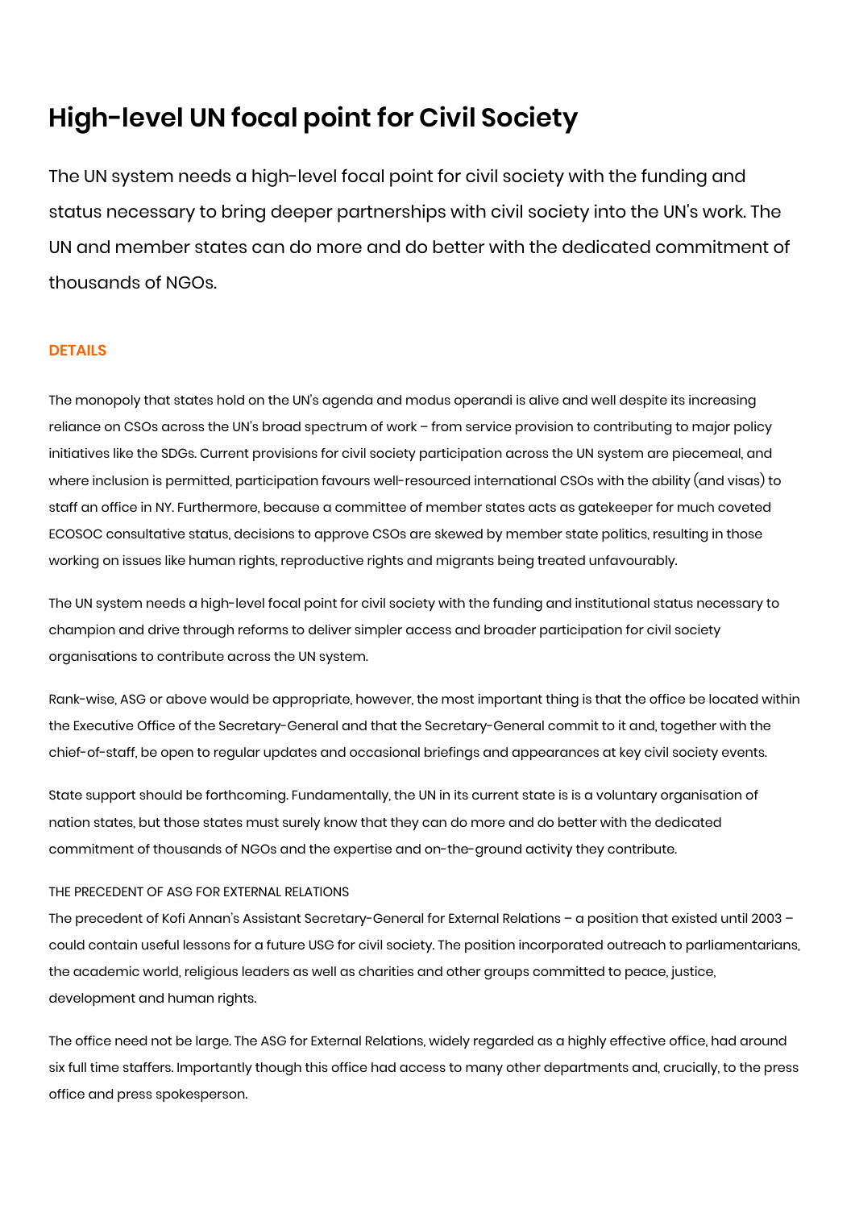# High-level UN focal point for Civil Society

The UN system needs a high-level focal point for civil society with the funding and status necessary to bring deeper partnerships with civil society into the UN's work. The UN and member states can do more and do better with the dedicated commitment of thousands of NGOs.

## DETAILS

The monopoly that states hold on the UN's agenda and modus operandi is alive and well despite its increasing reliance on CSOs across the UN's broad spectrum of work – from service provision to contributing to major policy initiatives like the SDGs. Current provisions for civil society participation across the UN system are piecemeal, and where inclusion is permitted, participation favours well-resourced international CSOs with the ability (and visas) to staff an office in NY. Furthermore, because a committee of member states acts as gatekeeper for much coveted ECOSOC consultative status, decisions to approve CSOs are skewed by member state politics, resulting in those working on issues like human rights, reproductive rights and migrants being treated unfavourably.

The UN system needs a high-level focal point for civil society with the funding and institutional status necessary to champion and drive through reforms to deliver simpler access and broader participation for civil society organisations to contribute across the UN system.

Rank-wise, ASG or above would be appropriate, however, the most important thing is that the office be located within the Executive Office of the Secretary-General and that the Secretary-General commit to it and, together with the chief-of-staff, be open to regular updates and occasional briefings and appearances at key civil society events.

State support should be forthcoming. Fundamentally, the UN in its current state is is a voluntary organisation of nation states, but those states must surely know that they can do more and do better with the dedicated commitment of thousands of NGOs and the expertise and on-the-ground activity they contribute.

### THE PRECEDENT OF ASG FOR EXTERNAL RELATIONS

The precedent of Kofi Annan's Assistant Secretary-General for External Relations – a position that existed until 2003 – could contain useful lessons for a future USG for civil society. The position incorporated outreach to parliamentarians, the academic world, religious leaders as well as charities and other groups committed to peace, justice, development and human rights.

The office need not be large. The ASG for External Relations, widely regarded as a highly effective office, had around six full time staffers. Importantly though this office had access to many other departments and, crucially, to the press office and press spokesperson.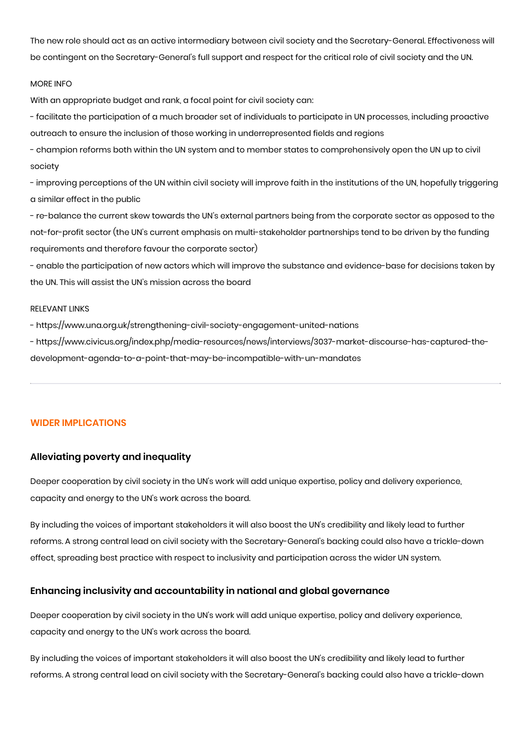The new role should act as an active intermediary between civil society and the Secretary-General. Effectiveness will be contingent on the Secretary-General's full support and respect for the critical role of civil society and the UN.

MORE INFO

With an appropriate budget and rank, a focal point for civil society can:

- facilitate the participation of a much broader set of individuals to participate in UN processes, including proactive outreach to ensure the inclusion of those working in underrepresented fields and regions
- champion reforms both within the UN system and to member states to comprehensively open the UN up to civil society
- improving perceptions of the UN within civil society will improve faith in the institutions of the UN, hopefully triggering a similar effect in the public
- re-balance the current skew towards the UN's external partners being from the corporate sector as opposed to the not-for-profit sector (the UN's current emphasis on multi-stakeholder partnerships tend to be driven by the funding requirements and therefore favour the corporate sector)
- enable the participation of new actors which will improve the substance and evidence-base for decisions taken by the UN. This will assist the UN's mission across the board

RELEVANT LINKS

- https://www.una.org.uk/strengthening-civil-society-engagement-united-nations
- https://www.civicus.org/index.php/media-resources/news/interviews/3037-market-discourse-has-captured-the-development-agenda-to-a-point-that-may-be-incompatible-with-un-mandates

---

## WIDER IMPLICATIONS

### Alleviating poverty and inequality

Deeper cooperation by civil society in the UN's work will add unique expertise, policy and delivery experience, capacity and energy to the UN's work across the board.

By including the voices of important stakeholders it will also boost the UN's credibility and likely lead to further reforms. A strong central lead on civil society with the Secretary-General's backing could also have a trickle-down effect, spreading best practice with respect to inclusivity and participation across the wider UN system.

### Enhancing inclusivity and accountability in national and global governance

Deeper cooperation by civil society in the UN's work will add unique expertise, policy and delivery experience, capacity and energy to the UN's work across the board.

By including the voices of important stakeholders it will also boost the UN's credibility and likely lead to further reforms. A strong central lead on civil society with the Secretary-General's backing could also have a trickle-down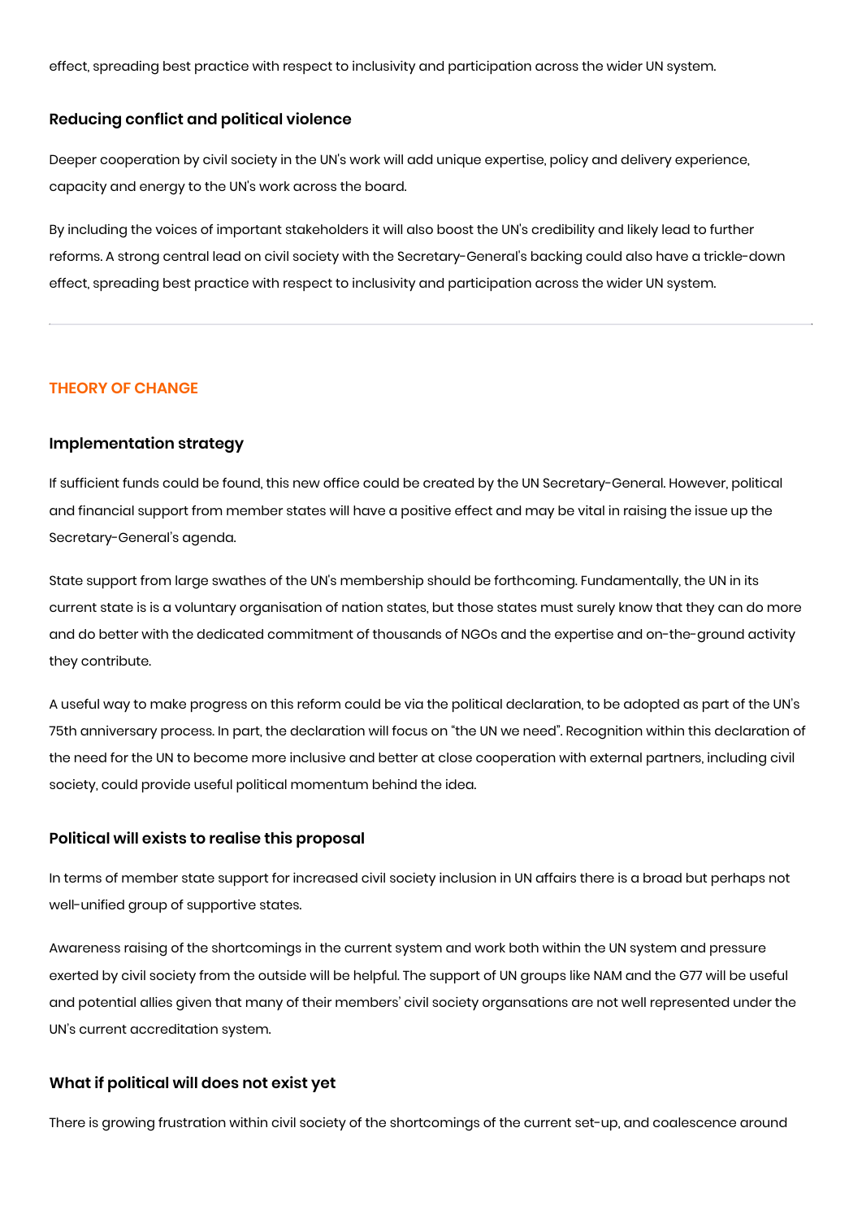effect, spreading best practice with respect to inclusivity and participation across the wider UN system.

### Reducing conflict and political violence

Deeper cooperation by civil society in the UN's work will add unique expertise, policy and delivery experience, capacity and energy to the UN's work across the board.

By including the voices of important stakeholders it will also boost the UN's credibility and likely lead to further reforms. A strong central lead on civil society with the Secretary-General's backing could also have a trickle-down effect, spreading best practice with respect to inclusivity and participation across the wider UN system.

---

## THEORY OF CHANGE

### Implementation strategy

If sufficient funds could be found, this new office could be created by the UN Secretary-General. However, political and financial support from member states will have a positive effect and may be vital in raising the issue up the Secretary-General's agenda.

State support from large swathes of the UN's membership should be forthcoming. Fundamentally, the UN in its current state is a voluntary organisation of nation states, but those states must surely know that they can do more and do better with the dedicated commitment of thousands of NGOs and the expertise and on-the-ground activity they contribute.

A useful way to make progress on this reform could be via the political declaration, to be adopted as part of the UN's 75th anniversary process. In part, the declaration will focus on "the UN we need". Recognition within this declaration of the need for the UN to become more inclusive and better at close cooperation with external partners, including civil society, could provide useful political momentum behind the idea.

### Political will exists to realise this proposal

In terms of member state support for increased civil society inclusion in UN affairs there is a broad but perhaps not well-unified group of supportive states.

Awareness raising of the shortcomings in the current system and work both within the UN system and pressure exerted by civil society from the outside will be helpful. The support of UN groups like NAM and the G77 will be useful and potential allies given that many of their members' civil society organsations are not well represented under the UN's current accreditation system.

### What if political will does not exist yet

There is growing frustration within civil society of the shortcomings of the current set-up, and coalescence around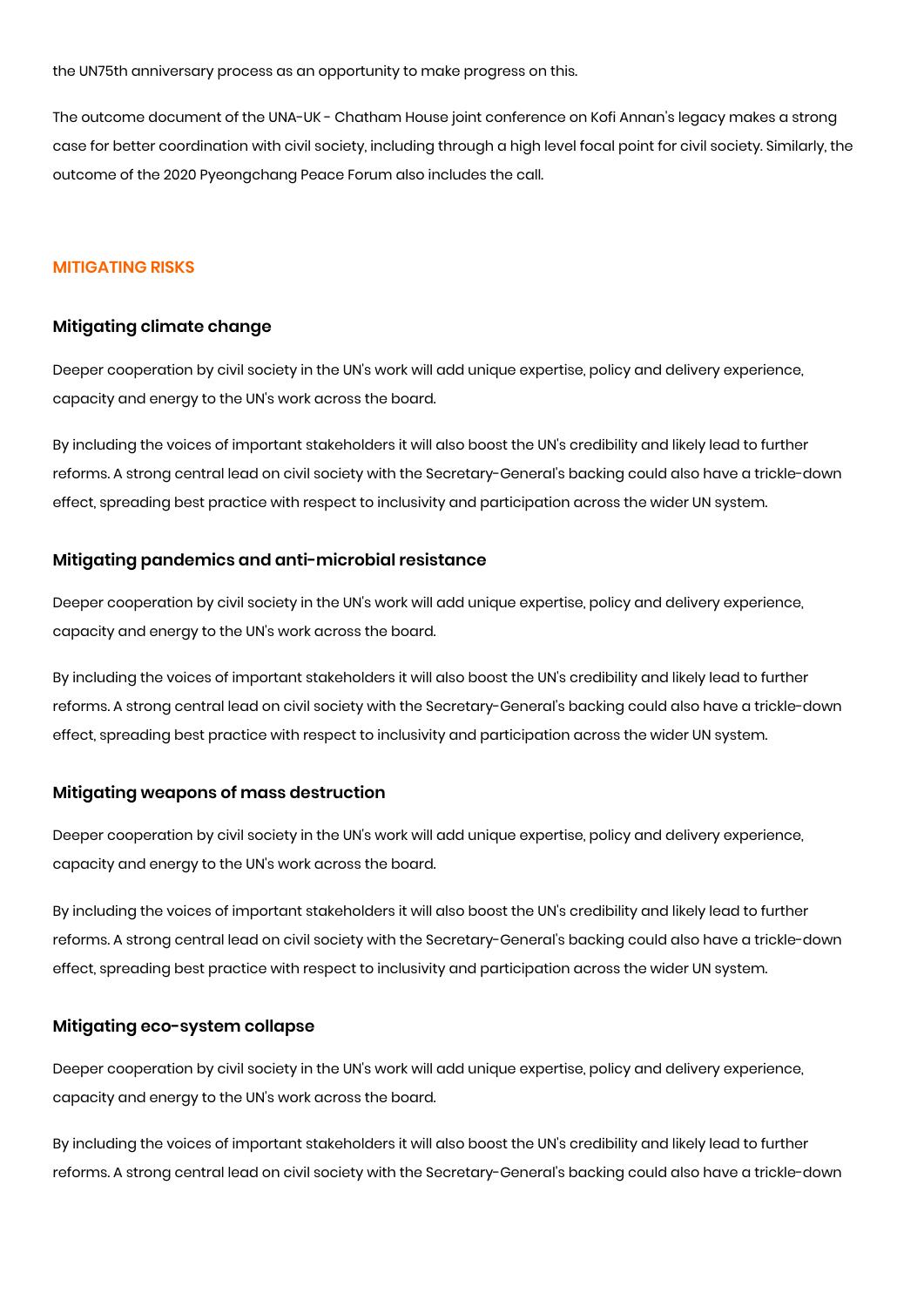the UN75th anniversary process as an opportunity to make progress on this.

The outcome document of the UNA-UK - Chatham House joint conference on Kofi Annan's legacy makes a strong case for better coordination with civil society, including through a high level focal point for civil society. Similarly, the outcome of the 2020 Pyeongchang Peace Forum also includes the call.

## MITIGATING RISKS

### Mitigating climate change

Deeper cooperation by civil society in the UN's work will add unique expertise, policy and delivery experience, capacity and energy to the UN's work across the board.

By including the voices of important stakeholders it will also boost the UN's credibility and likely lead to further reforms. A strong central lead on civil society with the Secretary-General's backing could also have a trickle-down effect, spreading best practice with respect to inclusivity and participation across the wider UN system.

### Mitigating pandemics and anti-microbial resistance

Deeper cooperation by civil society in the UN's work will add unique expertise, policy and delivery experience, capacity and energy to the UN's work across the board.

By including the voices of important stakeholders it will also boost the UN's credibility and likely lead to further reforms. A strong central lead on civil society with the Secretary-General's backing could also have a trickle-down effect, spreading best practice with respect to inclusivity and participation across the wider UN system.

### Mitigating weapons of mass destruction

Deeper cooperation by civil society in the UN's work will add unique expertise, policy and delivery experience, capacity and energy to the UN's work across the board.

By including the voices of important stakeholders it will also boost the UN's credibility and likely lead to further reforms. A strong central lead on civil society with the Secretary-General's backing could also have a trickle-down effect, spreading best practice with respect to inclusivity and participation across the wider UN system.

### Mitigating eco-system collapse

Deeper cooperation by civil society in the UN's work will add unique expertise, policy and delivery experience, capacity and energy to the UN's work across the board.

By including the voices of important stakeholders it will also boost the UN's credibility and likely lead to further reforms. A strong central lead on civil society with the Secretary-General's backing could also have a trickle-down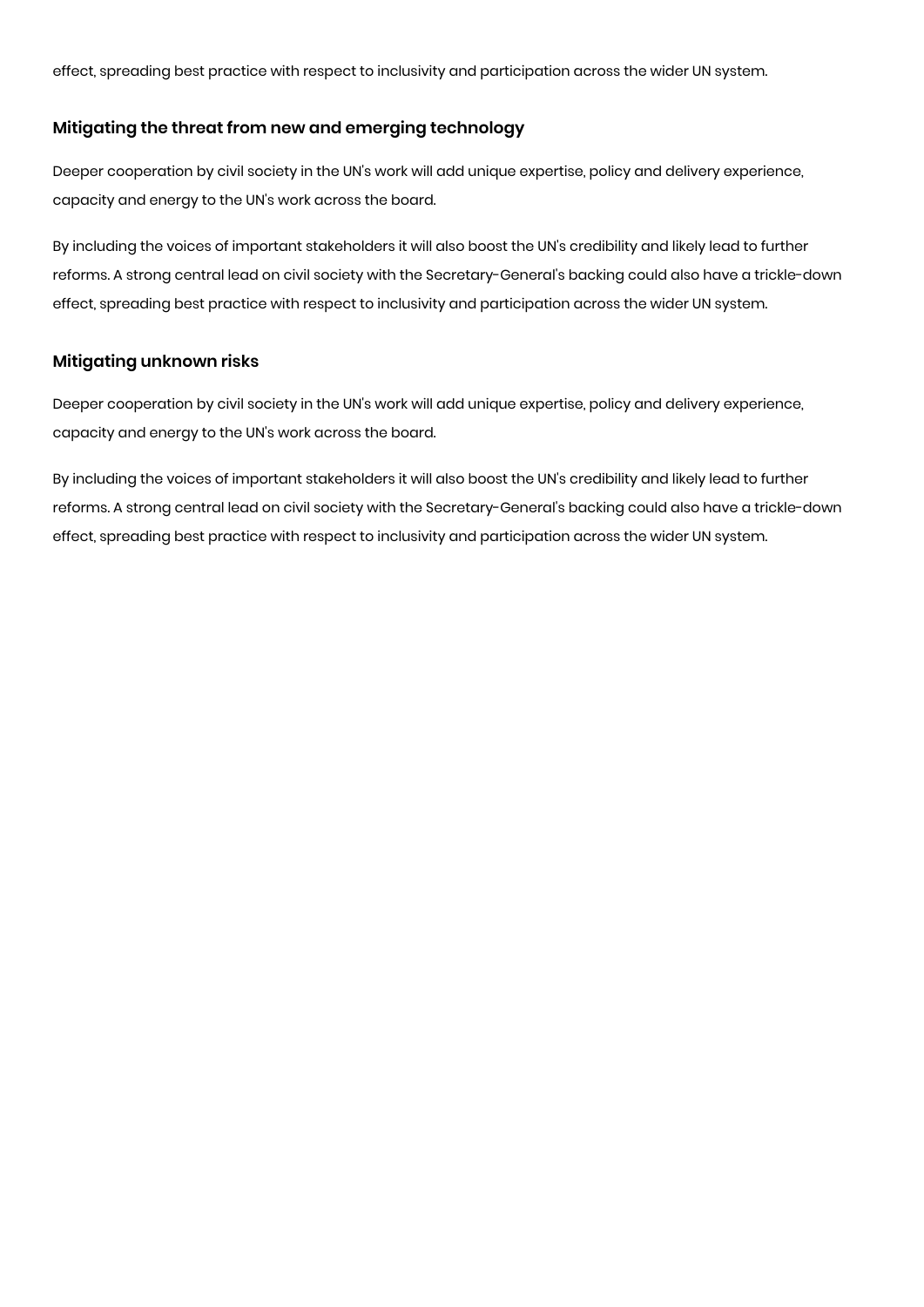effect, spreading best practice with respect to inclusivity and participation across the wider UN system.

### Mitigating the threat from new and emerging technology

Deeper cooperation by civil society in the UN's work will add unique expertise, policy and delivery experience, capacity and energy to the UN's work across the board.

By including the voices of important stakeholders it will also boost the UN's credibility and likely lead to further reforms. A strong central lead on civil society with the Secretary-General's backing could also have a trickle-down effect, spreading best practice with respect to inclusivity and participation across the wider UN system.

### Mitigating unknown risks

Deeper cooperation by civil society in the UN's work will add unique expertise, policy and delivery experience, capacity and energy to the UN's work across the board.

By including the voices of important stakeholders it will also boost the UN's credibility and likely lead to further reforms. A strong central lead on civil society with the Secretary-General's backing could also have a trickle-down effect, spreading best practice with respect to inclusivity and participation across the wider UN system.